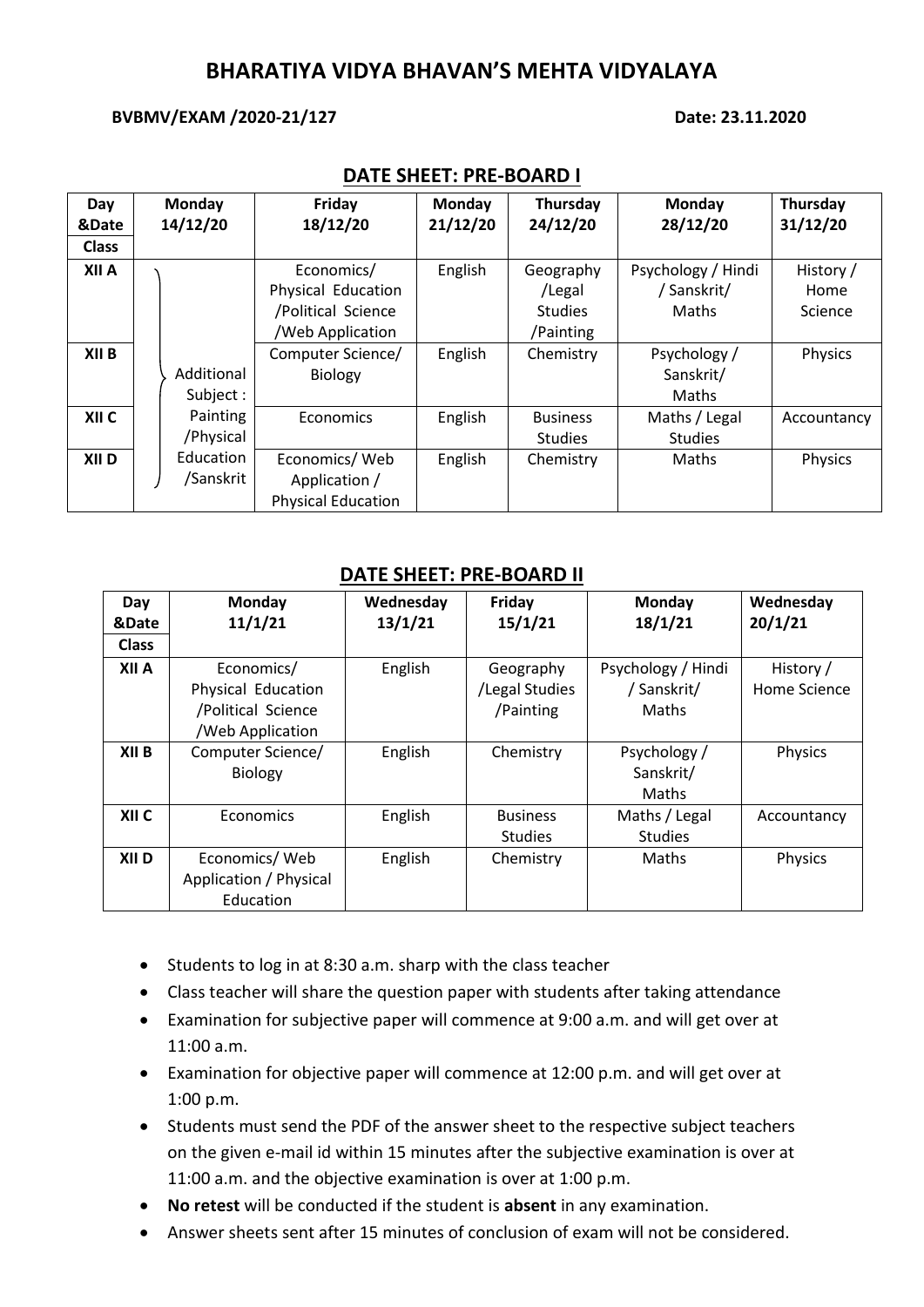# BHARATIYA VIDYA BHAVAN'S MEHTA VIDYALAYA

**BVBMV/EXAM /2020-21/127** **Date: 23.11.2020**

## DATE SHEET: PRE-BOARD I

| Day &Date Class | Monday 14/12/20 | Friday 18/12/20 | Monday 21/12/20 | Thursday 24/12/20 | Monday 28/12/20 | Thursday 31/12/20 |
|---|---|---|---|---|---|---|
| XII A | Additional Subject : Painting /Physical Education /Sanskrit | Economics/ Physical Education /Political Science /Web Application | English | Geography /Legal Studies /Painting | Psychology / Hindi / Sanskrit/ Maths | History / Home Science |
| XII B | | Computer Science/ Biology | English | Chemistry | Psychology / Sanskrit/ Maths | Physics |
| XII C | | Economics | English | Business Studies | Maths / Legal Studies | Accountancy |
| XII D | | Economics/ Web Application / Physical Education | English | Chemistry | Maths | Physics |

## DATE SHEET: PRE-BOARD II

| Day &Date Class | Monday 11/1/21 | Wednesday 13/1/21 | Friday 15/1/21 | Monday 18/1/21 | Wednesday 20/1/21 |
|---|---|---|---|---|---|
| XII A | Economics/ Physical Education /Political Science /Web Application | English | Geography /Legal Studies /Painting | Psychology / Hindi / Sanskrit/ Maths | History / Home Science |
| XII B | Computer Science/ Biology | English | Chemistry | Psychology / Sanskrit/ Maths | Physics |
| XII C | Economics | English | Business Studies | Maths / Legal Studies | Accountancy |
| XII D | Economics/ Web Application / Physical Education | English | Chemistry | Maths | Physics |

- Students to log in at 8:30 a.m. sharp with the class teacher
- Class teacher will share the question paper with students after taking attendance
- Examination for subjective paper will commence at 9:00 a.m. and will get over at 11:00 a.m.
- Examination for objective paper will commence at 12:00 p.m. and will get over at 1:00 p.m.
- Students must send the PDF of the answer sheet to the respective subject teachers on the given e-mail id within 15 minutes after the subjective examination is over at 11:00 a.m. and the objective examination is over at 1:00 p.m.
- **No retest** will be conducted if the student is **absent** in any examination.
- Answer sheets sent after 15 minutes of conclusion of exam will not be considered.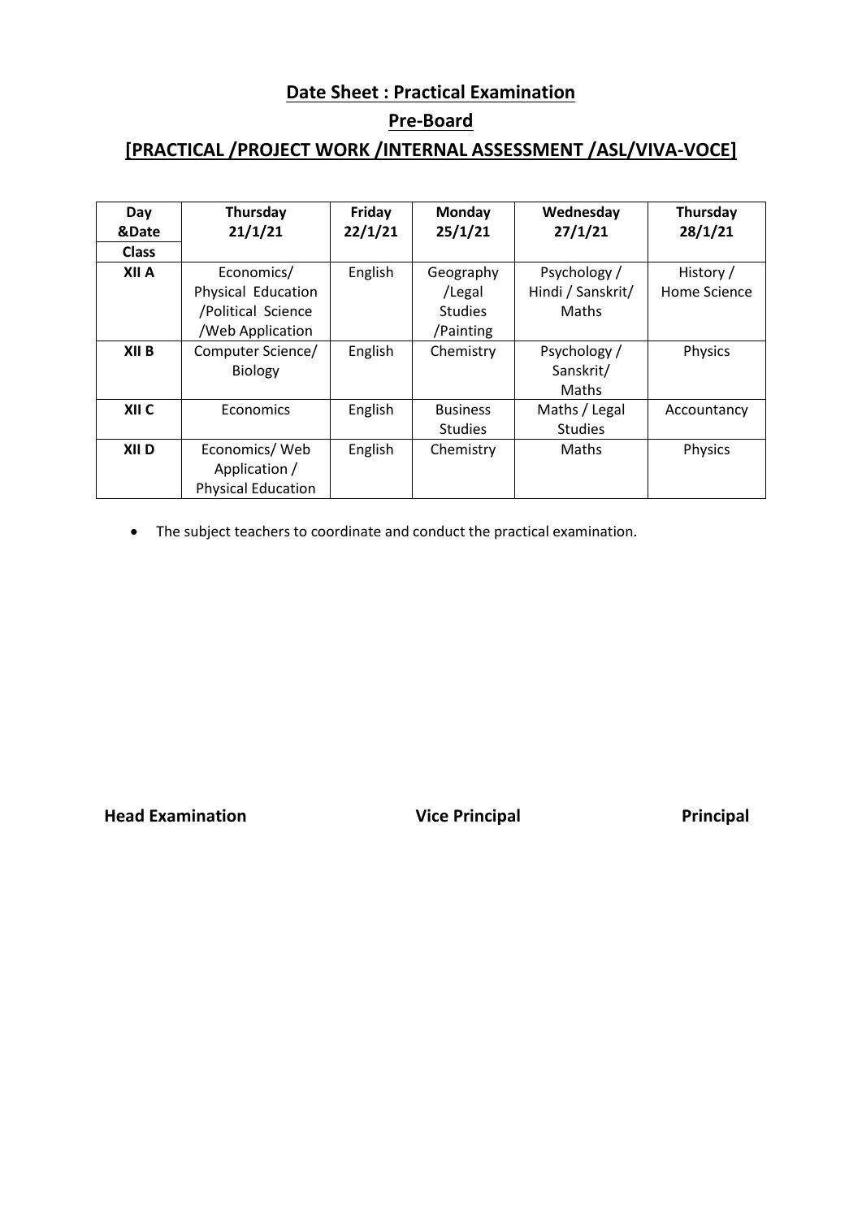## Date Sheet : Practical Examination

## Pre-Board

## [PRACTICAL /PROJECT WORK /INTERNAL ASSESSMENT /ASL/VIVA-VOCE]

| Day &Date / Class | Thursday 21/1/21 | Friday 22/1/21 | Monday 25/1/21 | Wednesday 27/1/21 | Thursday 28/1/21 |
|---|---|---|---|---|---|
| **XII A** | Economics/ Physical Education /Political Science /Web Application | English | Geography /Legal Studies /Painting | Psychology / Hindi / Sanskrit/ Maths | History / Home Science |
| **XII B** | Computer Science/ Biology | English | Chemistry | Psychology / Sanskrit/ Maths | Physics |
| **XII C** | Economics | English | Business Studies | Maths / Legal Studies | Accountancy |
| **XII D** | Economics/ Web Application / Physical Education | English | Chemistry | Maths | Physics |

- The subject teachers to coordinate and conduct the practical examination.

**Head Examination** **Vice Principal** **Principal**